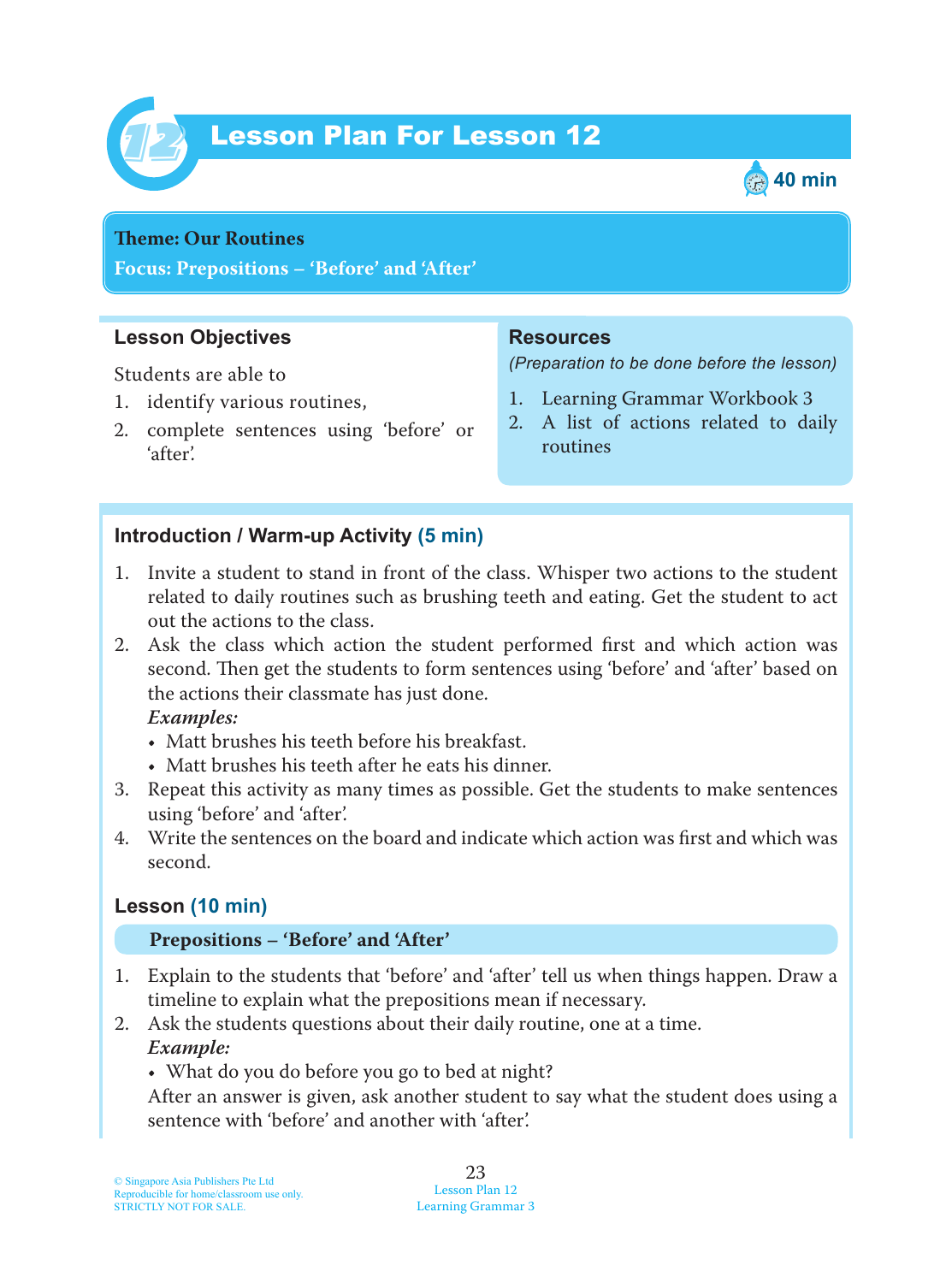# Lesson Plan For Lesson 12

40 min

**Theme: Our Routines**
**Focus: Prepositions – 'Before' and 'After'**

## Lesson Objectives

Students are able to

1. identify various routines,
2. complete sentences using 'before' or 'after'.

## Resources

*(Preparation to be done before the lesson)*

1. Learning Grammar Workbook 3
2. A list of actions related to daily routines

## Introduction / Warm-up Activity (5 min)

1. Invite a student to stand in front of the class. Whisper two actions to the student related to daily routines such as brushing teeth and eating. Get the student to act out the actions to the class.
2. Ask the class which action the student performed first and which action was second. Then get the students to form sentences using 'before' and 'after' based on the actions their classmate has just done.
   ***Examples:***
   - Matt brushes his teeth before his breakfast.
   - Matt brushes his teeth after he eats his dinner.
3. Repeat this activity as many times as possible. Get the students to make sentences using 'before' and 'after'.
4. Write the sentences on the board and indicate which action was first and which was second.

## Lesson (10 min)

**Prepositions – 'Before' and 'After'**

1. Explain to the students that 'before' and 'after' tell us when things happen. Draw a timeline to explain what the prepositions mean if necessary.
2. Ask the students questions about their daily routine, one at a time.
   ***Example:***
   - What do you do before you go to bed at night?

   After an answer is given, ask another student to say what the student does using a sentence with 'before' and another with 'after'.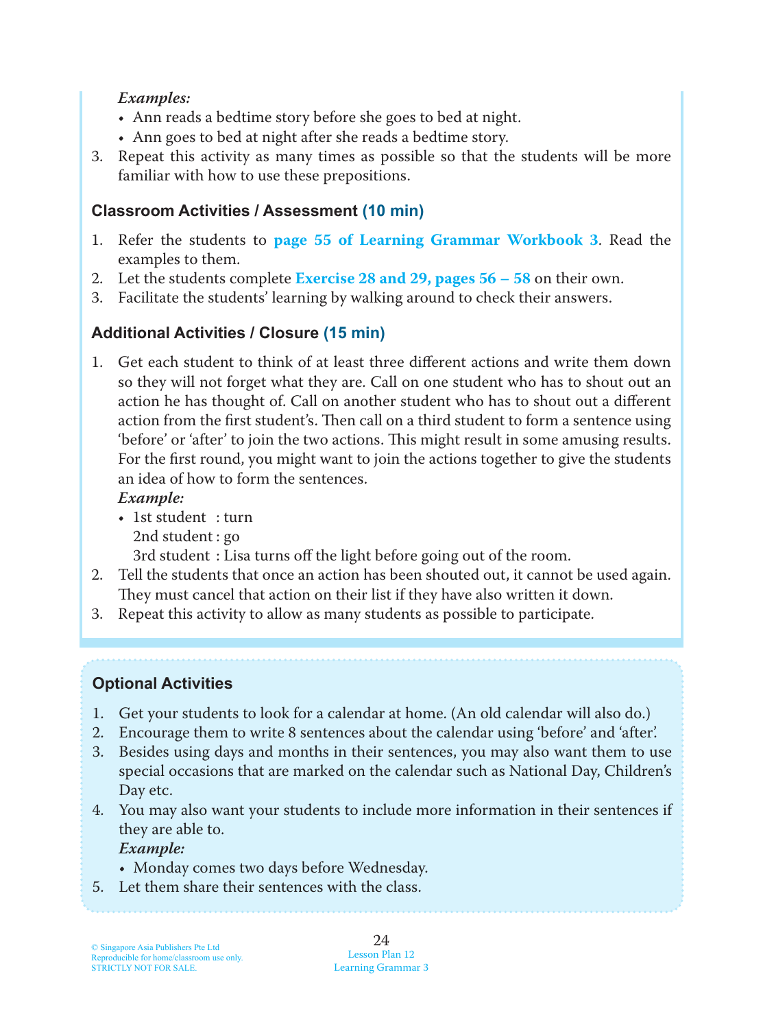*Examples:*
- Ann reads a bedtime story before she goes to bed at night.
- Ann goes to bed at night after she reads a bedtime story.

3. Repeat this activity as many times as possible so that the students will be more familiar with how to use these prepositions.

### Classroom Activities / Assessment (10 min)

1. Refer the students to **page 55 of Learning Grammar Workbook 3**. Read the examples to them.
2. Let the students complete **Exercise 28 and 29, pages 56 – 58** on their own.
3. Facilitate the students' learning by walking around to check their answers.

### Additional Activities / Closure (15 min)

1. Get each student to think of at least three different actions and write them down so they will not forget what they are. Call on one student who has to shout out an action he has thought of. Call on another student who has to shout out a different action from the first student's. Then call on a third student to form a sentence using 'before' or 'after' to join the two actions. This might result in some amusing results. For the first round, you might want to join the actions together to give the students an idea of how to form the sentences.

   *Example:*
   - 1st student : turn
     2nd student : go
     3rd student : Lisa turns off the light before going out of the room.
2. Tell the students that once an action has been shouted out, it cannot be used again. They must cancel that action on their list if they have also written it down.
3. Repeat this activity to allow as many students as possible to participate.

### Optional Activities

1. Get your students to look for a calendar at home. (An old calendar will also do.)
2. Encourage them to write 8 sentences about the calendar using 'before' and 'after'.
3. Besides using days and months in their sentences, you may also want them to use special occasions that are marked on the calendar such as National Day, Children's Day etc.
4. You may also want your students to include more information in their sentences if they are able to.

   *Example:*
   - Monday comes two days before Wednesday.
5. Let them share their sentences with the class.

© Singapore Asia Publishers Pte Ltd
Reproducible for home/classroom use only.
STRICTLY NOT FOR SALE.